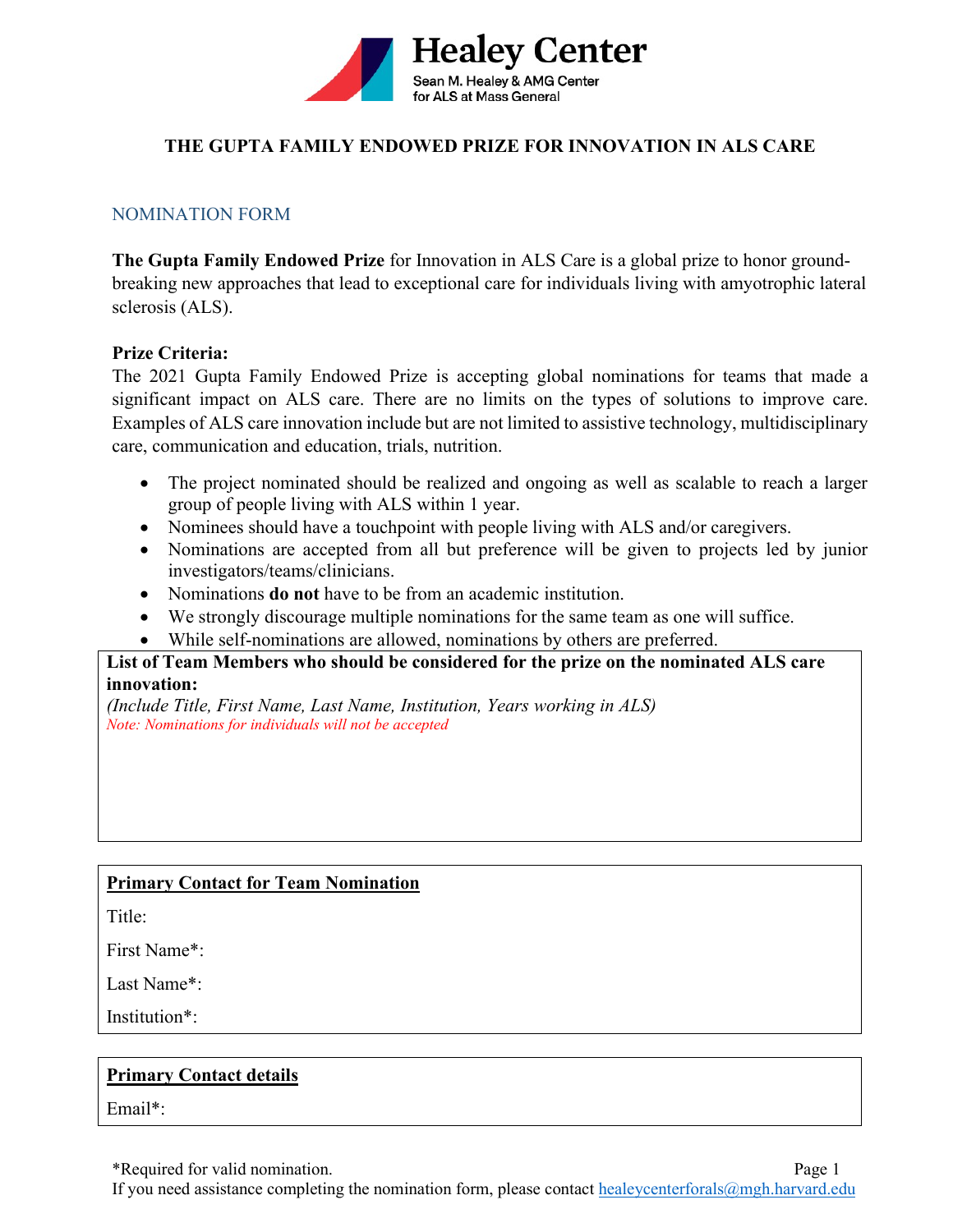**Healey Center**

Sean M. Healey & AMG Center
for ALS at Mass General

# THE GUPTA FAMILY ENDOWED PRIZE FOR INNOVATION IN ALS CARE

## NOMINATION FORM

**The Gupta Family Endowed Prize** for Innovation in ALS Care is a global prize to honor ground-breaking new approaches that lead to exceptional care for individuals living with amyotrophic lateral sclerosis (ALS).

**Prize Criteria:**

The 2021 Gupta Family Endowed Prize is accepting global nominations for teams that made a significant impact on ALS care. There are no limits on the types of solutions to improve care. Examples of ALS care innovation include but are not limited to assistive technology, multidisciplinary care, communication and education, trials, nutrition.

- The project nominated should be realized and ongoing as well as scalable to reach a larger group of people living with ALS within 1 year.
- Nominees should have a touchpoint with people living with ALS and/or caregivers.
- Nominations are accepted from all but preference will be given to projects led by junior investigators/teams/clinicians.
- Nominations **do not** have to be from an academic institution.
- We strongly discourage multiple nominations for the same team as one will suffice.
- While self-nominations are allowed, nominations by others are preferred.

**List of Team Members who should be considered for the prize on the nominated ALS care innovation:**

*(Include Title, First Name, Last Name, Institution, Years working in ALS)*

Note: Nominations for individuals will not be accepted

**Primary Contact for Team Nomination**

Title:

First Name*:

Last Name*:

Institution*:

**Primary Contact details**

Email*:

*Required for valid nomination.

If you need assistance completing the nomination form, please contact healeycenterforals@mgh.harvard.edu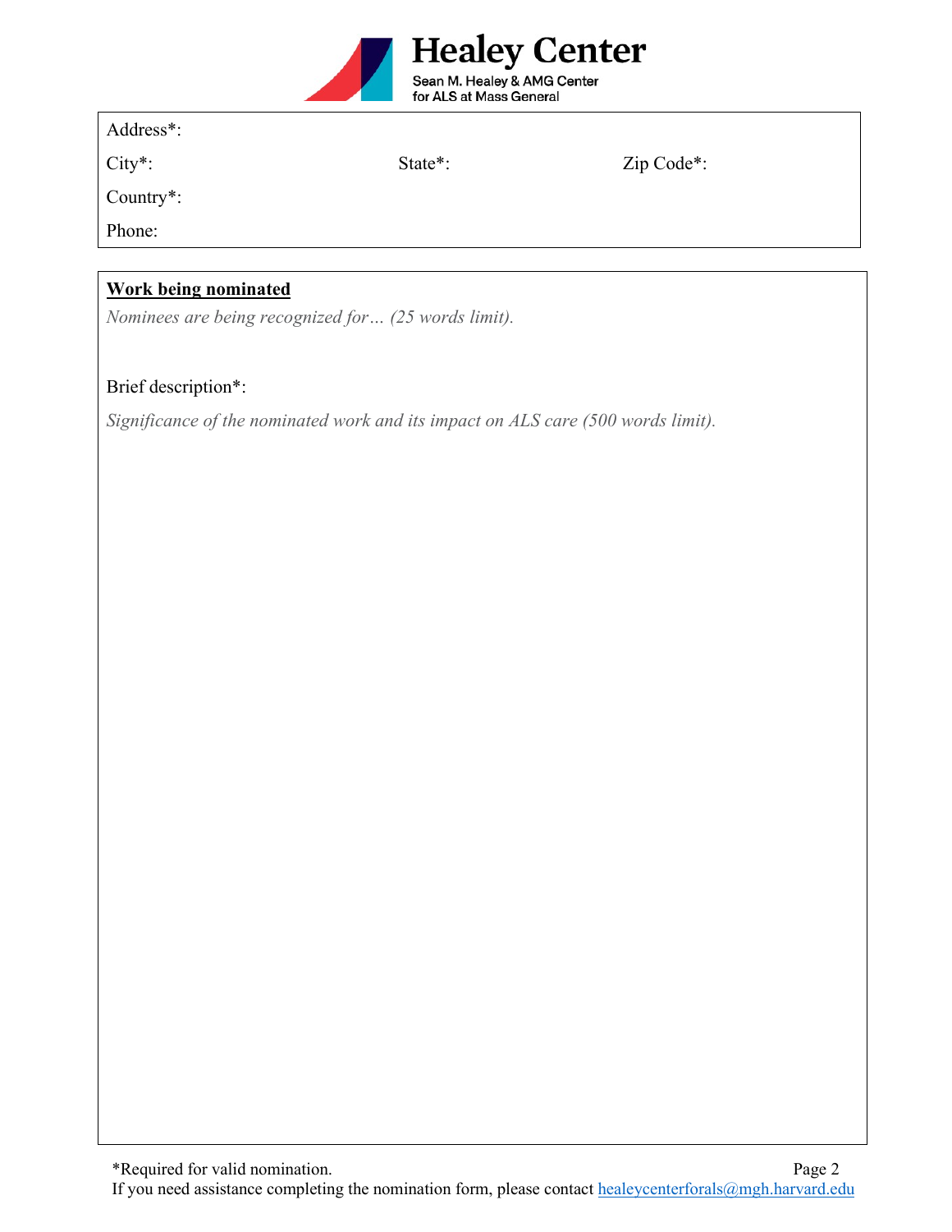Address*:

City*: State*: Zip Code*:

Country*:

Phone:

**Work being nominated**

*Nominees are being recognized for… (25 words limit).*

Brief description*:

*Significance of the nominated work and its impact on ALS care (500 words limit).*

*Required for valid nomination.

If you need assistance completing the nomination form, please contact healeycenterforals@mgh.harvard.edu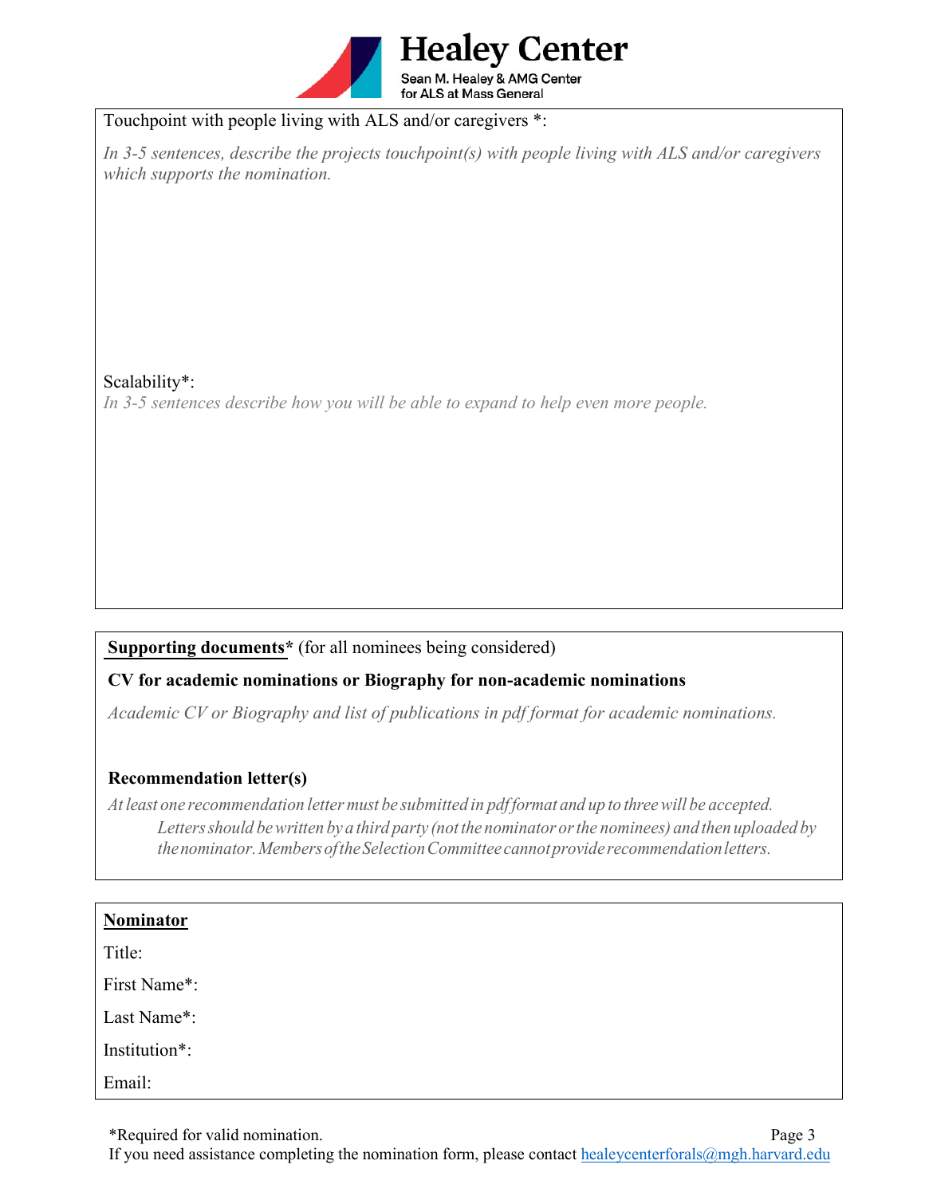Touchpoint with people living with ALS and/or caregivers *:

*In 3-5 sentences, describe the projects touchpoint(s) with people living with ALS and/or caregivers which supports the nomination.*

Scalability*:

*In 3-5 sentences describe how you will be able to expand to help even more people.*

**Supporting documents*** (for all nominees being considered)

**CV for academic nominations or Biography for non-academic nominations**

*Academic CV or Biography and list of publications in pdf format for academic nominations.*

**Recommendation letter(s)**

*At least one recommendation letter must be submitted in pdf format and up to three will be accepted. Letters should be written by a third party (not the nominator or the nominees) and then uploaded by the nominator. Members of the Selection Committee cannot provide recommendation letters.*

**Nominator**

Title:

First Name*:

Last Name*:

Institution*:

Email:

*Required for valid nomination.

If you need assistance completing the nomination form, please contact healeycenterforals@mgh.harvard.edu